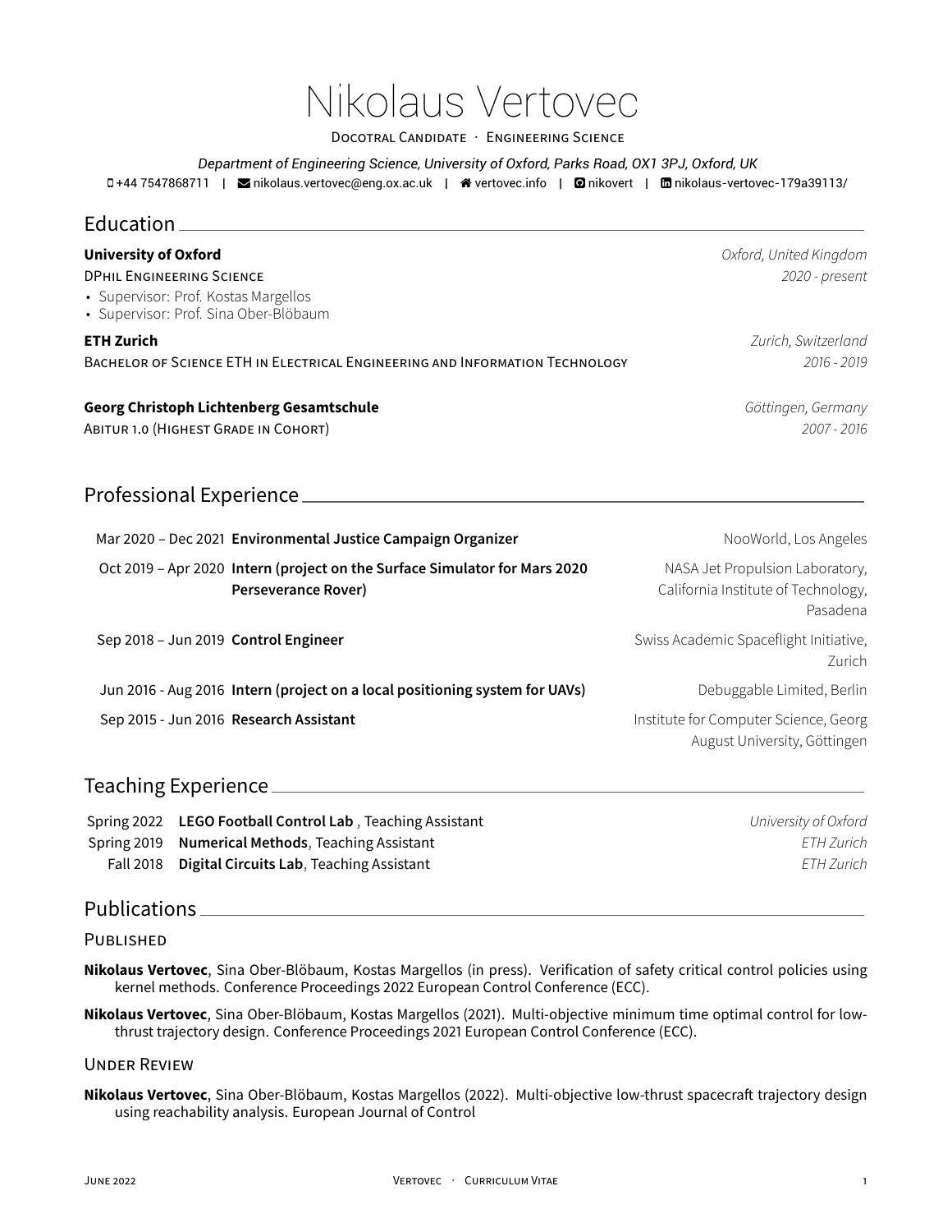# Nikolaus Vertovec

Docotral Candidate · Engineering Science

*Department of Engineering Science, University of Oxford, Parks Road, OX1 3PJ, Oxford, UK*

+44 7547868711 | nikolaus.vertovec@eng.ox.ac.uk | vertovec.info | nikovert | nikolaus-vertovec-179a39113/

## Education

**University of Oxford** — *Oxford, United Kingdom*
DPhil Engineering Science — *2020 - present*
- Supervisor: Prof. Kostas Margellos
- Supervisor: Prof. Sina Ober-Blöbaum

**ETH Zurich** — *Zurich, Switzerland*
Bachelor of Science ETH in Electrical Engineering and Information Technology — *2016 - 2019*

**Georg Christoph Lichtenberg Gesamtschule** — *Göttingen, Germany*
Abitur 1.0 (Highest Grade in Cohort) — *2007 - 2016*

## Professional Experience

| Dates | Position | Organization |
| --- | --- | --- |
| Mar 2020 – Dec 2021 | **Environmental Justice Campaign Organizer** | NooWorld, Los Angeles |
| Oct 2019 – Apr 2020 | **Intern (project on the Surface Simulator for Mars 2020 Perseverance Rover)** | NASA Jet Propulsion Laboratory, California Institute of Technology, Pasadena |
| Sep 2018 – Jun 2019 | **Control Engineer** | Swiss Academic Spaceflight Initiative, Zurich |
| Jun 2016 - Aug 2016 | **Intern (project on a local positioning system for UAVs)** | Debuggable Limited, Berlin |
| Sep 2015 - Jun 2016 | **Research Assistant** | Institute for Computer Science, Georg August University, Göttingen |

## Teaching Experience

| Term | Course | Institution |
| --- | --- | --- |
| Spring 2022 | **LEGO Football Control Lab** , Teaching Assistant | *University of Oxford* |
| Spring 2019 | **Numerical Methods**, Teaching Assistant | *ETH Zurich* |
| Fall 2018 | **Digital Circuits Lab**, Teaching Assistant | *ETH Zurich* |

## Publications

### Published

**Nikolaus Vertovec**, Sina Ober-Blöbaum, Kostas Margellos (in press). Verification of safety critical control policies using kernel methods. Conference Proceedings 2022 European Control Conference (ECC).

**Nikolaus Vertovec**, Sina Ober-Blöbaum, Kostas Margellos (2021). Multi-objective minimum time optimal control for low-thrust trajectory design. Conference Proceedings 2021 European Control Conference (ECC).

### Under Review

**Nikolaus Vertovec**, Sina Ober-Blöbaum, Kostas Margellos (2022). Multi-objective low-thrust spacecraft trajectory design using reachability analysis. European Journal of Control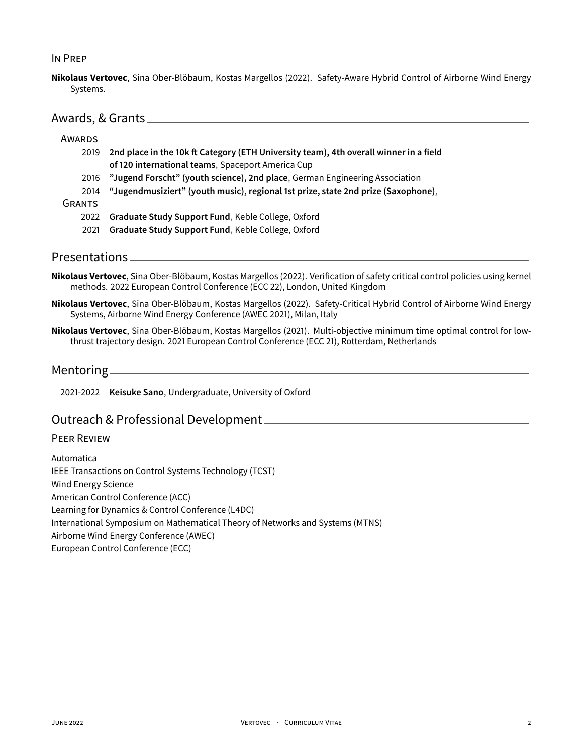### In Prep

**Nikolaus Vertovec**, Sina Ober-Blöbaum, Kostas Margellos (2022). Safety-Aware Hybrid Control of Airborne Wind Energy Systems.

## Awards, & Grants

### Awards

2019 **2nd place in the 10k ft Category (ETH University team), 4th overall winner in a field of 120 international teams**, Spaceport America Cup

2016 **"Jugend Forscht" (youth science), 2nd place**, German Engineering Association

2014 **"Jugendmusiziert" (youth music), regional 1st prize, state 2nd prize (Saxophone)**,

### Grants

2022 **Graduate Study Support Fund**, Keble College, Oxford

2021 **Graduate Study Support Fund**, Keble College, Oxford

## Presentations

**Nikolaus Vertovec**, Sina Ober-Blöbaum, Kostas Margellos (2022). Verification of safety critical control policies using kernel methods. 2022 European Control Conference (ECC 22), London, United Kingdom

**Nikolaus Vertovec**, Sina Ober-Blöbaum, Kostas Margellos (2022). Safety-Critical Hybrid Control of Airborne Wind Energy Systems, Airborne Wind Energy Conference (AWEC 2021), Milan, Italy

**Nikolaus Vertovec**, Sina Ober-Blöbaum, Kostas Margellos (2021). Multi-objective minimum time optimal control for low-thrust trajectory design. 2021 European Control Conference (ECC 21), Rotterdam, Netherlands

## Mentoring

2021-2022 **Keisuke Sano**, Undergraduate, University of Oxford

## Outreach & Professional Development

### Peer Review

Automatica
IEEE Transactions on Control Systems Technology (TCST)
Wind Energy Science
American Control Conference (ACC)
Learning for Dynamics & Control Conference (L4DC)
International Symposium on Mathematical Theory of Networks and Systems (MTNS)
Airborne Wind Energy Conference (AWEC)
European Control Conference (ECC)